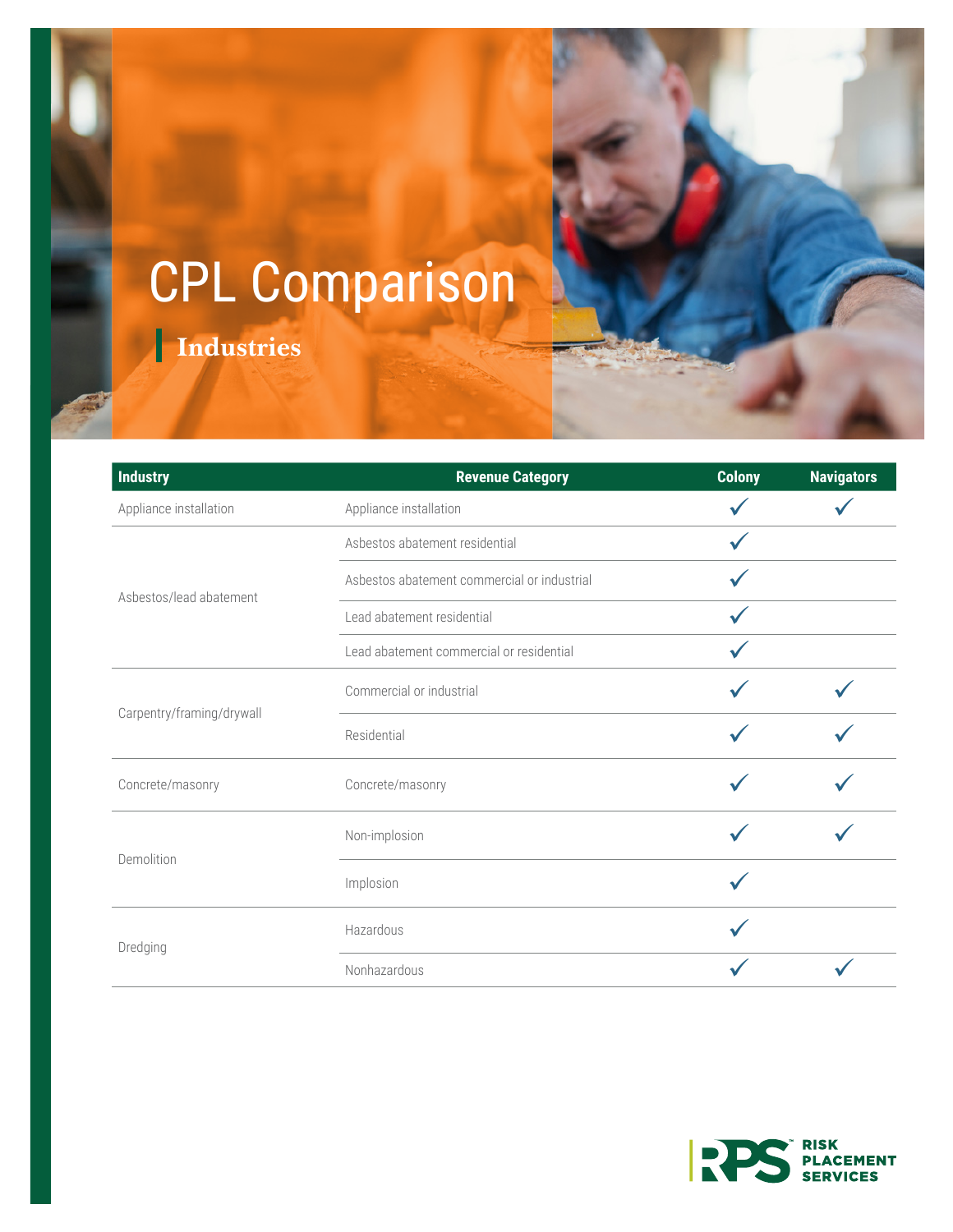# CPL Comparison

## Industries

| Industry | Revenue Category | Colony | Navigators |
|---|---|---|---|
| Appliance installation | Appliance installation | ✓ | ✓ |
| Asbestos/lead abatement | Asbestos abatement residential | ✓ | |
| | Asbestos abatement commercial or industrial | ✓ | |
| | Lead abatement residential | ✓ | |
| | Lead abatement commercial or residential | ✓ | |
| Carpentry/framing/drywall | Commercial or industrial | ✓ | ✓ |
| | Residential | ✓ | ✓ |
| Concrete/masonry | Concrete/masonry | ✓ | ✓ |
| Demolition | Non-implosion | ✓ | ✓ |
| | Implosion | ✓ | |
| Dredging | Hazardous | ✓ | |
| | Nonhazardous | ✓ | ✓ |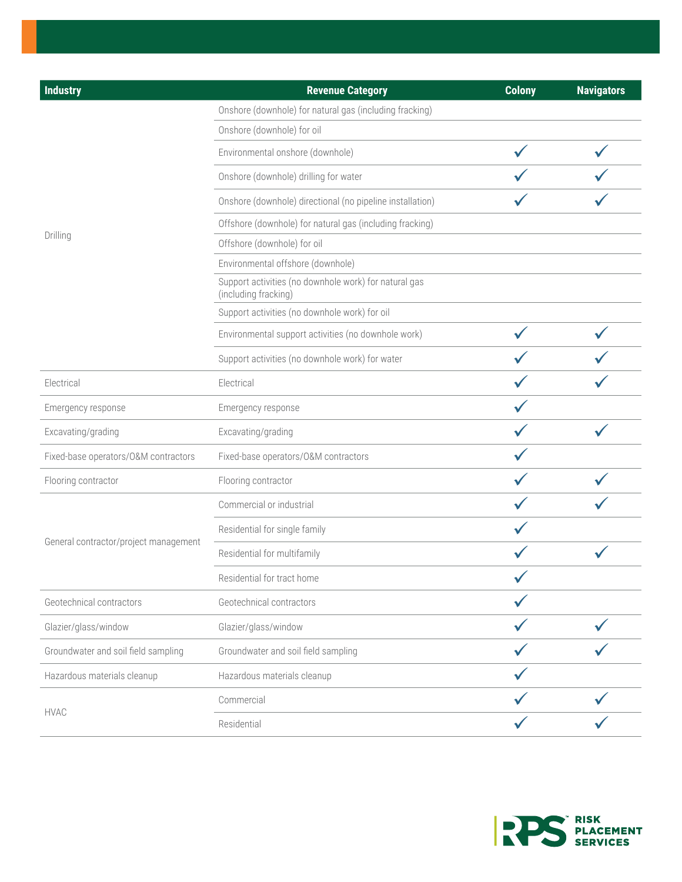| Industry | Revenue Category | Colony | Navigators |
|---|---|---|---|
| Drilling | Onshore (downhole) for natural gas (including fracking) | | |
| | Onshore (downhole) for oil | | |
| | Environmental onshore (downhole) | ✓ | ✓ |
| | Onshore (downhole) drilling for water | ✓ | ✓ |
| | Onshore (downhole) directional (no pipeline installation) | ✓ | ✓ |
| | Offshore (downhole) for natural gas (including fracking) | | |
| | Offshore (downhole) for oil | | |
| | Environmental offshore (downhole) | | |
| | Support activities (no downhole work) for natural gas (including fracking) | | |
| | Support activities (no downhole work) for oil | | |
| | Environmental support activities (no downhole work) | ✓ | ✓ |
| | Support activities (no downhole work) for water | ✓ | ✓ |
| Electrical | Electrical | ✓ | ✓ |
| Emergency response | Emergency response | ✓ | |
| Excavating/grading | Excavating/grading | ✓ | ✓ |
| Fixed-base operators/O&M contractors | Fixed-base operators/O&M contractors | ✓ | |
| Flooring contractor | Flooring contractor | ✓ | ✓ |
| General contractor/project management | Commercial or industrial | ✓ | ✓ |
| | Residential for single family | ✓ | |
| | Residential for multifamily | ✓ | ✓ |
| | Residential for tract home | ✓ | |
| Geotechnical contractors | Geotechnical contractors | ✓ | |
| Glazier/glass/window | Glazier/glass/window | ✓ | ✓ |
| Groundwater and soil field sampling | Groundwater and soil field sampling | ✓ | ✓ |
| Hazardous materials cleanup | Hazardous materials cleanup | ✓ | |
| HVAC | Commercial | ✓ | ✓ |
| | Residential | ✓ | ✓ |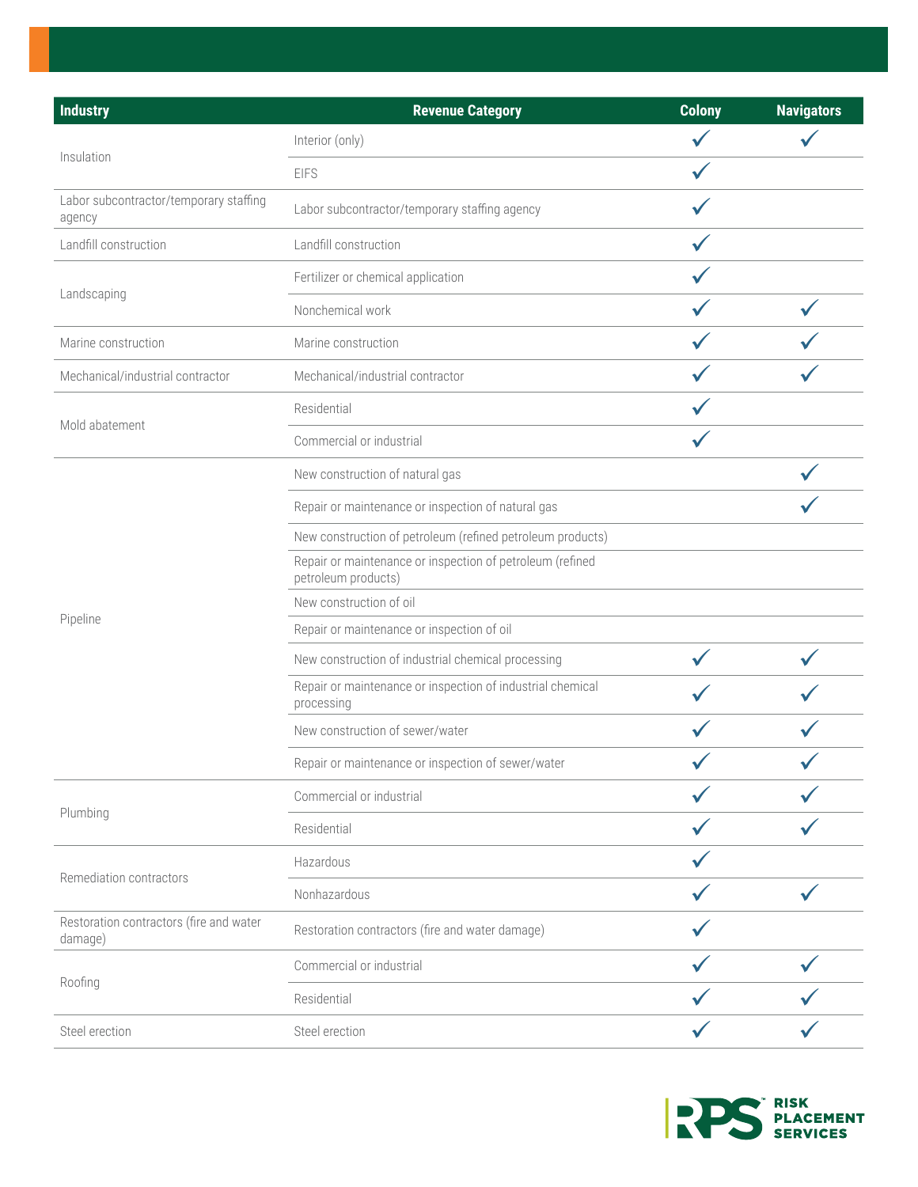| Industry | Revenue Category | Colony | Navigators |
|---|---|---|---|
| Insulation | Interior (only) | ✓ | ✓ |
| | EIFS | ✓ | |
| Labor subcontractor/temporary staffing agency | Labor subcontractor/temporary staffing agency | ✓ | |
| Landfill construction | Landfill construction | ✓ | |
| Landscaping | Fertilizer or chemical application | ✓ | |
| | Nonchemical work | ✓ | ✓ |
| Marine construction | Marine construction | ✓ | ✓ |
| Mechanical/industrial contractor | Mechanical/industrial contractor | ✓ | ✓ |
| Mold abatement | Residential | ✓ | |
| | Commercial or industrial | ✓ | |
| Pipeline | New construction of natural gas | | ✓ |
| | Repair or maintenance or inspection of natural gas | | ✓ |
| | New construction of petroleum (refined petroleum products) | | |
| | Repair or maintenance or inspection of petroleum (refined petroleum products) | | |
| | New construction of oil | | |
| | Repair or maintenance or inspection of oil | | |
| | New construction of industrial chemical processing | ✓ | ✓ |
| | Repair or maintenance or inspection of industrial chemical processing | ✓ | ✓ |
| | New construction of sewer/water | ✓ | ✓ |
| | Repair or maintenance or inspection of sewer/water | ✓ | ✓ |
| Plumbing | Commercial or industrial | ✓ | ✓ |
| | Residential | ✓ | ✓ |
| Remediation contractors | Hazardous | ✓ | |
| | Nonhazardous | ✓ | ✓ |
| Restoration contractors (fire and water damage) | Restoration contractors (fire and water damage) | ✓ | |
| Roofing | Commercial or industrial | ✓ | ✓ |
| | Residential | ✓ | ✓ |
| Steel erection | Steel erection | ✓ | ✓ |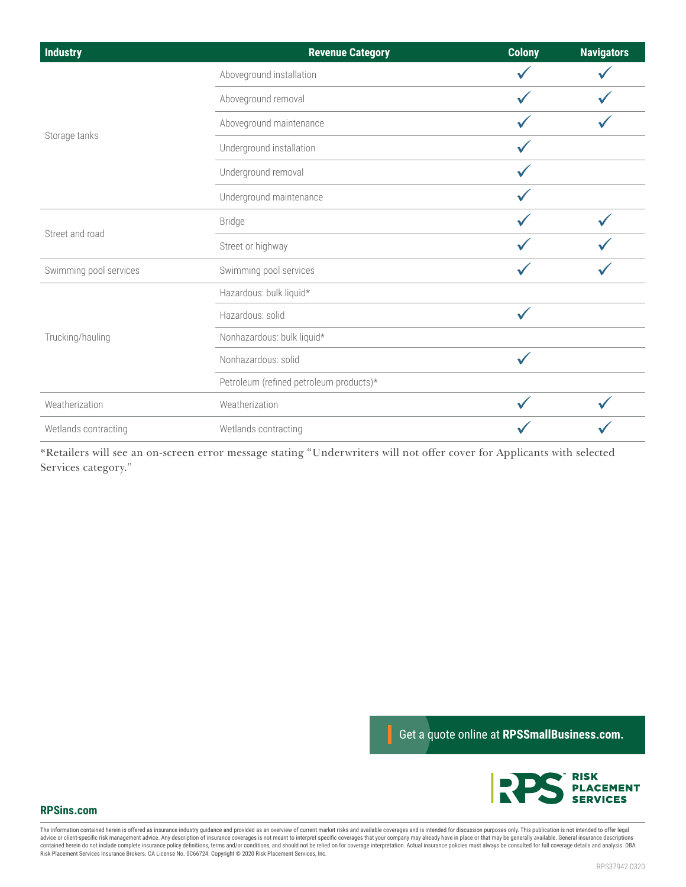| Industry | Revenue Category | Colony | Navigators |
|---|---|---|---|
| Storage tanks | Aboveground installation | ✓ | ✓ |
| | Aboveground removal | ✓ | ✓ |
| | Aboveground maintenance | ✓ | ✓ |
| | Underground installation | ✓ | |
| | Underground removal | ✓ | |
| | Underground maintenance | ✓ | |
| Street and road | Bridge | ✓ | ✓ |
| | Street or highway | ✓ | ✓ |
| Swimming pool services | Swimming pool services | ✓ | ✓ |
| Trucking/hauling | Hazardous: bulk liquid* | | |
| | Hazardous: solid | ✓ | |
| | Nonhazardous: bulk liquid* | | |
| | Nonhazardous: solid | ✓ | |
| | Petroleum (refined petroleum products)* | | |
| Weatherization | Weatherization | ✓ | ✓ |
| Wetlands contracting | Wetlands contracting | ✓ | ✓ |

*Retailers will see an on-screen error message stating "Underwriters will not offer cover for Applicants with selected Services category."

Get a quote online at **RPSSmallBusiness.com.**

RISK PLACEMENT SERVICES

**RPSins.com**

The information contained herein is offered as insurance industry guidance and provided as an overview of current market risks and available coverages and is intended for discussion purposes only. This publication is not intended to offer legal advice or client-specific risk management advice. Any description of insurance coverages is not meant to interpret specific coverages that your company may already have in place or that may be generally available. General insurance descriptions contained herein do not include complete insurance policy definitions, terms and/or conditions, and should not be relied on for coverage interpretation. Actual insurance policies must always be consulted for full coverage details and analysis. DBA Risk Placement Services Insurance Brokers. CA License No. 0C66724. Copyright © 2020 Risk Placement Services, Inc.

RPS37942 0320